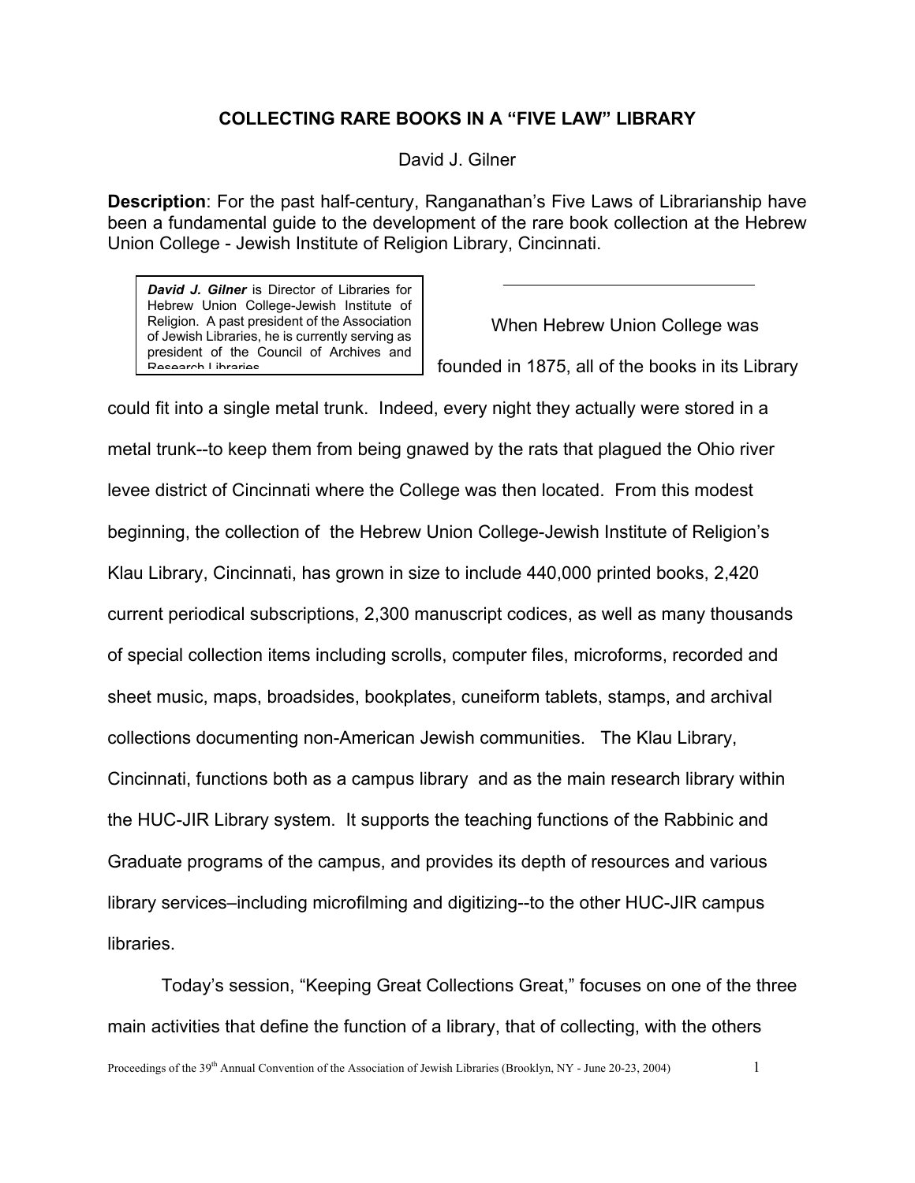# COLLECTING RARE BOOKS IN A "FIVE LAW" LIBRARY

David J. Gilner

**Description**: For the past half-century, Ranganathan's Five Laws of Librarianship have been a fundamental guide to the development of the rare book collection at the Hebrew Union College - Jewish Institute of Religion Library, Cincinnati.

***David J. Gilner*** is Director of Libraries for Hebrew Union College-Jewish Institute of Religion. A past president of the Association of Jewish Libraries, he is currently serving as president of the Council of Archives and Research Libraries.

---

When Hebrew Union College was founded in 1875, all of the books in its Library could fit into a single metal trunk. Indeed, every night they actually were stored in a metal trunk--to keep them from being gnawed by the rats that plagued the Ohio river levee district of Cincinnati where the College was then located. From this modest beginning, the collection of the Hebrew Union College-Jewish Institute of Religion's Klau Library, Cincinnati, has grown in size to include 440,000 printed books, 2,420 current periodical subscriptions, 2,300 manuscript codices, as well as many thousands of special collection items including scrolls, computer files, microforms, recorded and sheet music, maps, broadsides, bookplates, cuneiform tablets, stamps, and archival collections documenting non-American Jewish communities. The Klau Library, Cincinnati, functions both as a campus library and as the main research library within the HUC-JIR Library system. It supports the teaching functions of the Rabbinic and Graduate programs of the campus, and provides its depth of resources and various library services–including microfilming and digitizing--to the other HUC-JIR campus libraries.

Today's session, "Keeping Great Collections Great," focuses on one of the three main activities that define the function of a library, that of collecting, with the others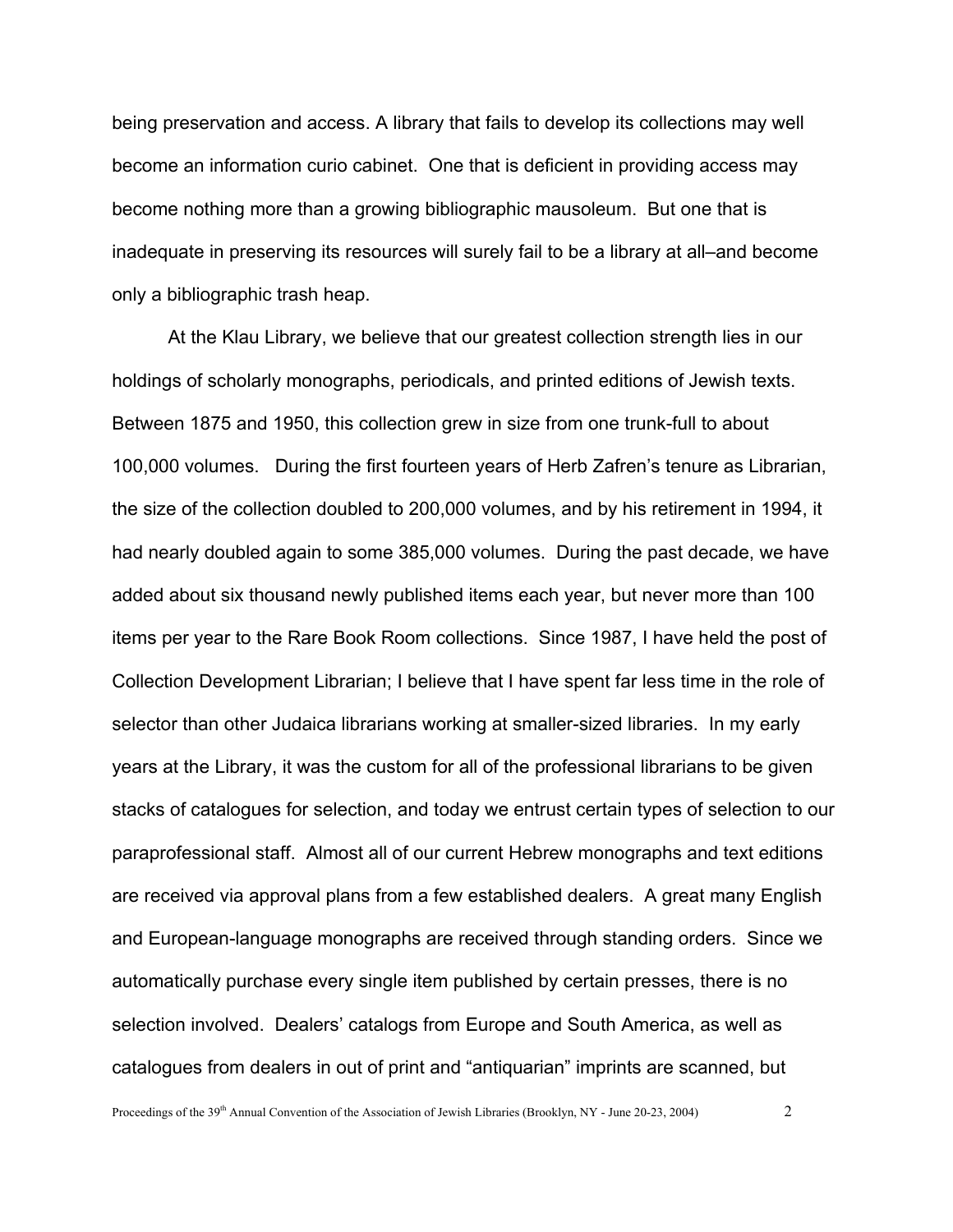being preservation and access. A library that fails to develop its collections may well become an information curio cabinet. One that is deficient in providing access may become nothing more than a growing bibliographic mausoleum. But one that is inadequate in preserving its resources will surely fail to be a library at all–and become only a bibliographic trash heap.

At the Klau Library, we believe that our greatest collection strength lies in our holdings of scholarly monographs, periodicals, and printed editions of Jewish texts. Between 1875 and 1950, this collection grew in size from one trunk-full to about 100,000 volumes. During the first fourteen years of Herb Zafren's tenure as Librarian, the size of the collection doubled to 200,000 volumes, and by his retirement in 1994, it had nearly doubled again to some 385,000 volumes. During the past decade, we have added about six thousand newly published items each year, but never more than 100 items per year to the Rare Book Room collections. Since 1987, I have held the post of Collection Development Librarian; I believe that I have spent far less time in the role of selector than other Judaica librarians working at smaller-sized libraries. In my early years at the Library, it was the custom for all of the professional librarians to be given stacks of catalogues for selection, and today we entrust certain types of selection to our paraprofessional staff. Almost all of our current Hebrew monographs and text editions are received via approval plans from a few established dealers. A great many English and European-language monographs are received through standing orders. Since we automatically purchase every single item published by certain presses, there is no selection involved. Dealers' catalogs from Europe and South America, as well as catalogues from dealers in out of print and "antiquarian" imprints are scanned, but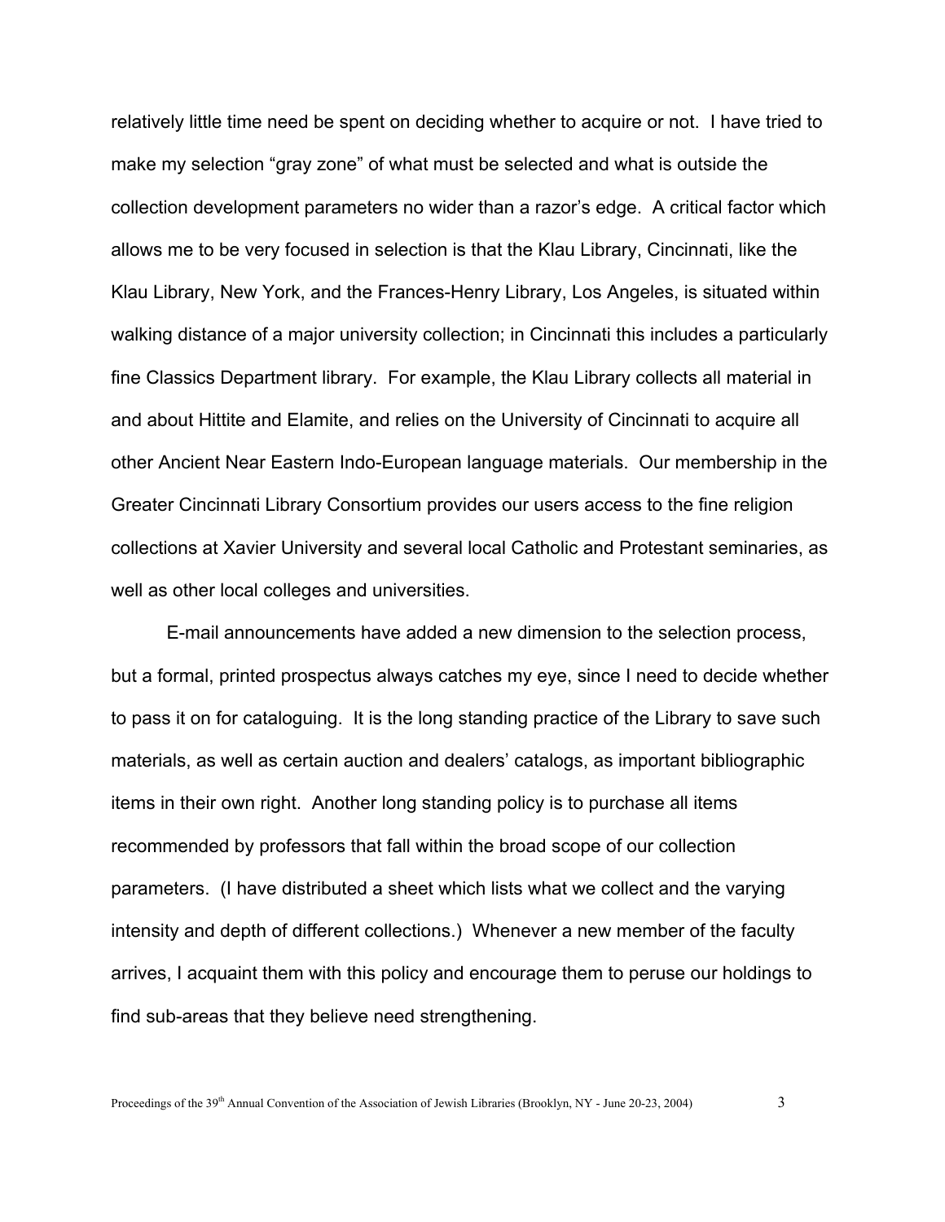relatively little time need be spent on deciding whether to acquire or not. I have tried to make my selection "gray zone" of what must be selected and what is outside the collection development parameters no wider than a razor's edge. A critical factor which allows me to be very focused in selection is that the Klau Library, Cincinnati, like the Klau Library, New York, and the Frances-Henry Library, Los Angeles, is situated within walking distance of a major university collection; in Cincinnati this includes a particularly fine Classics Department library. For example, the Klau Library collects all material in and about Hittite and Elamite, and relies on the University of Cincinnati to acquire all other Ancient Near Eastern Indo-European language materials. Our membership in the Greater Cincinnati Library Consortium provides our users access to the fine religion collections at Xavier University and several local Catholic and Protestant seminaries, as well as other local colleges and universities.

E-mail announcements have added a new dimension to the selection process, but a formal, printed prospectus always catches my eye, since I need to decide whether to pass it on for cataloguing. It is the long standing practice of the Library to save such materials, as well as certain auction and dealers' catalogs, as important bibliographic items in their own right. Another long standing policy is to purchase all items recommended by professors that fall within the broad scope of our collection parameters. (I have distributed a sheet which lists what we collect and the varying intensity and depth of different collections.) Whenever a new member of the faculty arrives, I acquaint them with this policy and encourage them to peruse our holdings to find sub-areas that they believe need strengthening.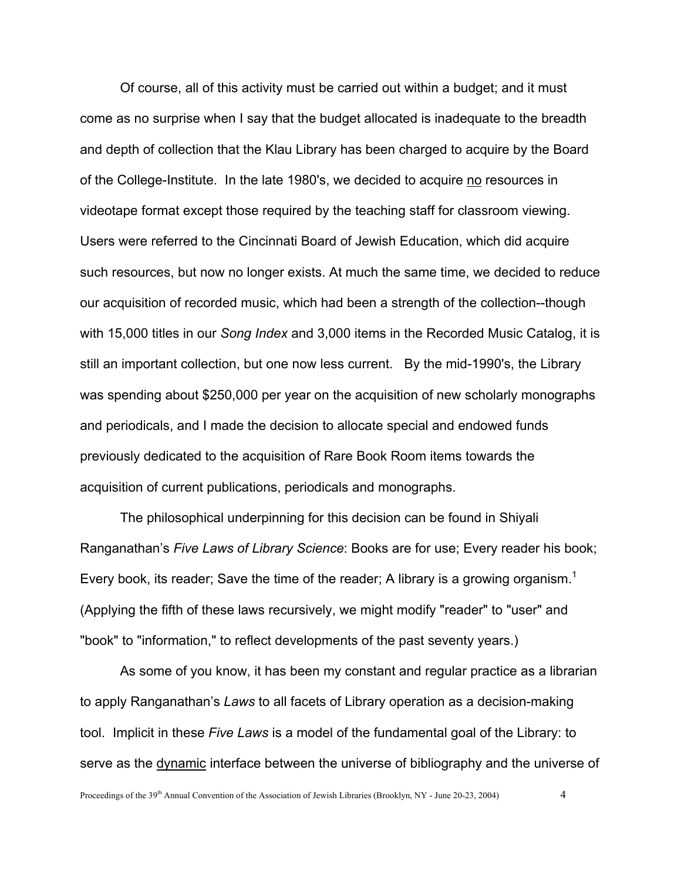Of course, all of this activity must be carried out within a budget; and it must come as no surprise when I say that the budget allocated is inadequate to the breadth and depth of collection that the Klau Library has been charged to acquire by the Board of the College-Institute. In the late 1980's, we decided to acquire <u>no</u> resources in videotape format except those required by the teaching staff for classroom viewing. Users were referred to the Cincinnati Board of Jewish Education, which did acquire such resources, but now no longer exists. At much the same time, we decided to reduce our acquisition of recorded music, which had been a strength of the collection--though with 15,000 titles in our *Song Index* and 3,000 items in the Recorded Music Catalog, it is still an important collection, but one now less current. By the mid-1990's, the Library was spending about $250,000 per year on the acquisition of new scholarly monographs and periodicals, and I made the decision to allocate special and endowed funds previously dedicated to the acquisition of Rare Book Room items towards the acquisition of current publications, periodicals and monographs.

The philosophical underpinning for this decision can be found in Shiyali Ranganathan's *Five Laws of Library Science*: Books are for use; Every reader his book; Every book, its reader; Save the time of the reader; A library is a growing organism.[1] (Applying the fifth of these laws recursively, we might modify "reader" to "user" and "book" to "information," to reflect developments of the past seventy years.)

As some of you know, it has been my constant and regular practice as a librarian to apply Ranganathan's *Laws* to all facets of Library operation as a decision-making tool. Implicit in these *Five Laws* is a model of the fundamental goal of the Library: to serve as the <u>dynamic</u> interface between the universe of bibliography and the universe of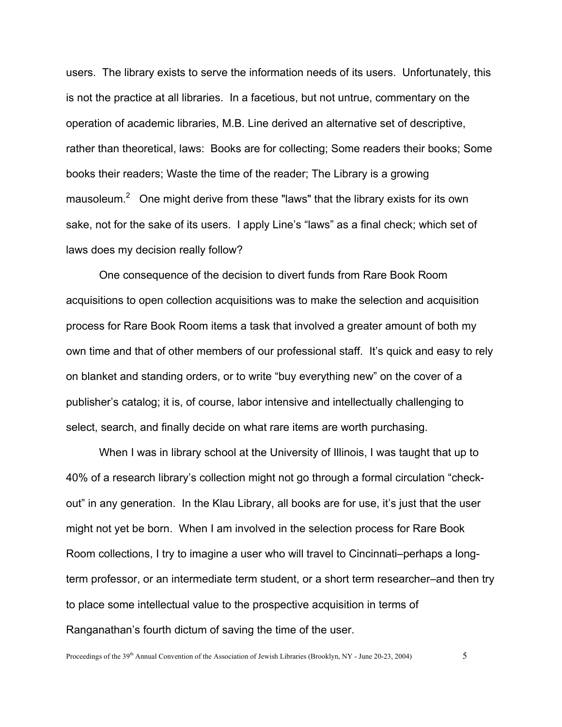users. The library exists to serve the information needs of its users. Unfortunately, this is not the practice at all libraries. In a facetious, but not untrue, commentary on the operation of academic libraries, M.B. Line derived an alternative set of descriptive, rather than theoretical, laws: Books are for collecting; Some readers their books; Some books their readers; Waste the time of the reader; The Library is a growing mausoleum.[2] One might derive from these "laws" that the library exists for its own sake, not for the sake of its users. I apply Line's "laws" as a final check; which set of laws does my decision really follow?

One consequence of the decision to divert funds from Rare Book Room acquisitions to open collection acquisitions was to make the selection and acquisition process for Rare Book Room items a task that involved a greater amount of both my own time and that of other members of our professional staff. It's quick and easy to rely on blanket and standing orders, or to write "buy everything new" on the cover of a publisher's catalog; it is, of course, labor intensive and intellectually challenging to select, search, and finally decide on what rare items are worth purchasing.

When I was in library school at the University of Illinois, I was taught that up to 40% of a research library's collection might not go through a formal circulation "check-out" in any generation. In the Klau Library, all books are for use, it's just that the user might not yet be born. When I am involved in the selection process for Rare Book Room collections, I try to imagine a user who will travel to Cincinnati–perhaps a long-term professor, or an intermediate term student, or a short term researcher–and then try to place some intellectual value to the prospective acquisition in terms of Ranganathan's fourth dictum of saving the time of the user.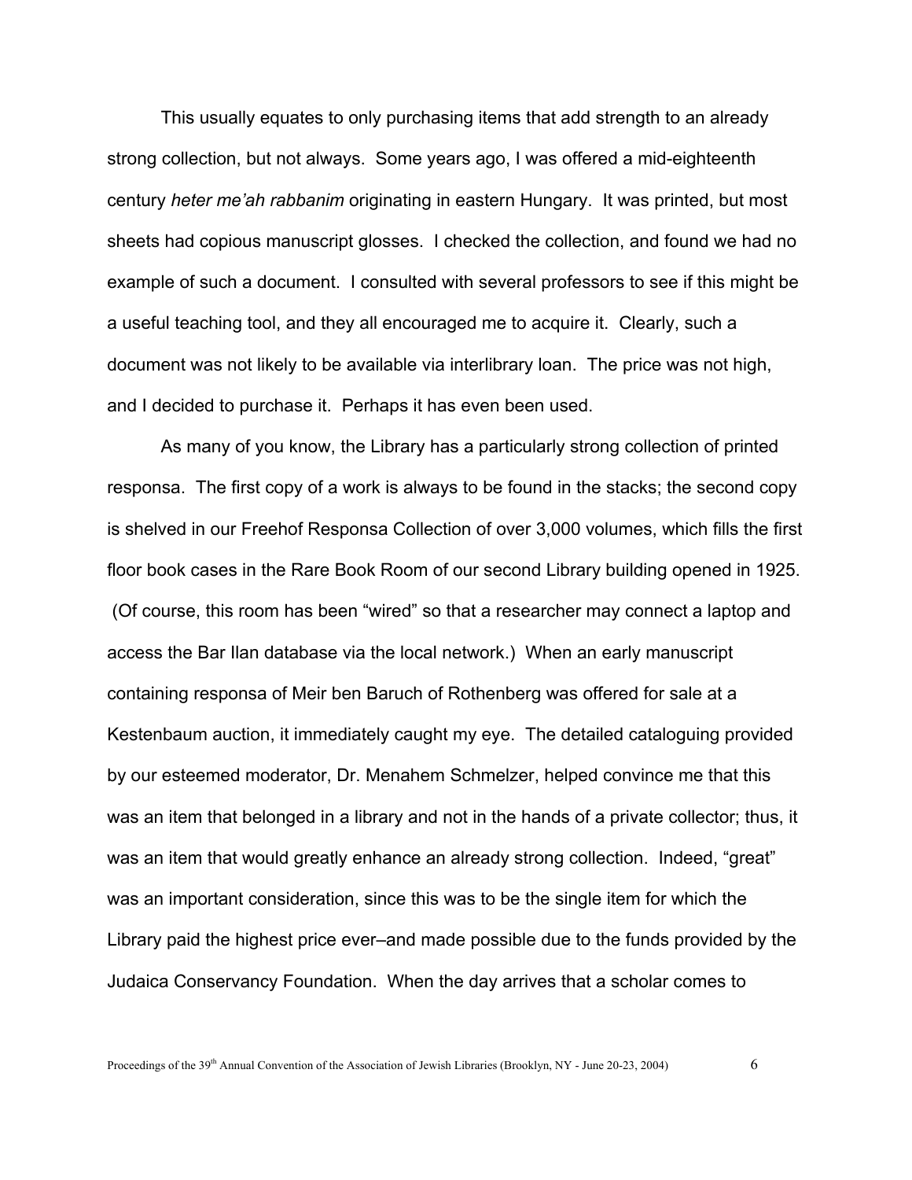This usually equates to only purchasing items that add strength to an already strong collection, but not always. Some years ago, I was offered a mid-eighteenth century *heter me'ah rabbanim* originating in eastern Hungary. It was printed, but most sheets had copious manuscript glosses. I checked the collection, and found we had no example of such a document. I consulted with several professors to see if this might be a useful teaching tool, and they all encouraged me to acquire it. Clearly, such a document was not likely to be available via interlibrary loan. The price was not high, and I decided to purchase it. Perhaps it has even been used.

As many of you know, the Library has a particularly strong collection of printed responsa. The first copy of a work is always to be found in the stacks; the second copy is shelved in our Freehof Responsa Collection of over 3,000 volumes, which fills the first floor book cases in the Rare Book Room of our second Library building opened in 1925. (Of course, this room has been "wired" so that a researcher may connect a laptop and access the Bar Ilan database via the local network.) When an early manuscript containing responsa of Meir ben Baruch of Rothenberg was offered for sale at a Kestenbaum auction, it immediately caught my eye. The detailed cataloguing provided by our esteemed moderator, Dr. Menahem Schmelzer, helped convince me that this was an item that belonged in a library and not in the hands of a private collector; thus, it was an item that would greatly enhance an already strong collection. Indeed, "great" was an important consideration, since this was to be the single item for which the Library paid the highest price ever–and made possible due to the funds provided by the Judaica Conservancy Foundation. When the day arrives that a scholar comes to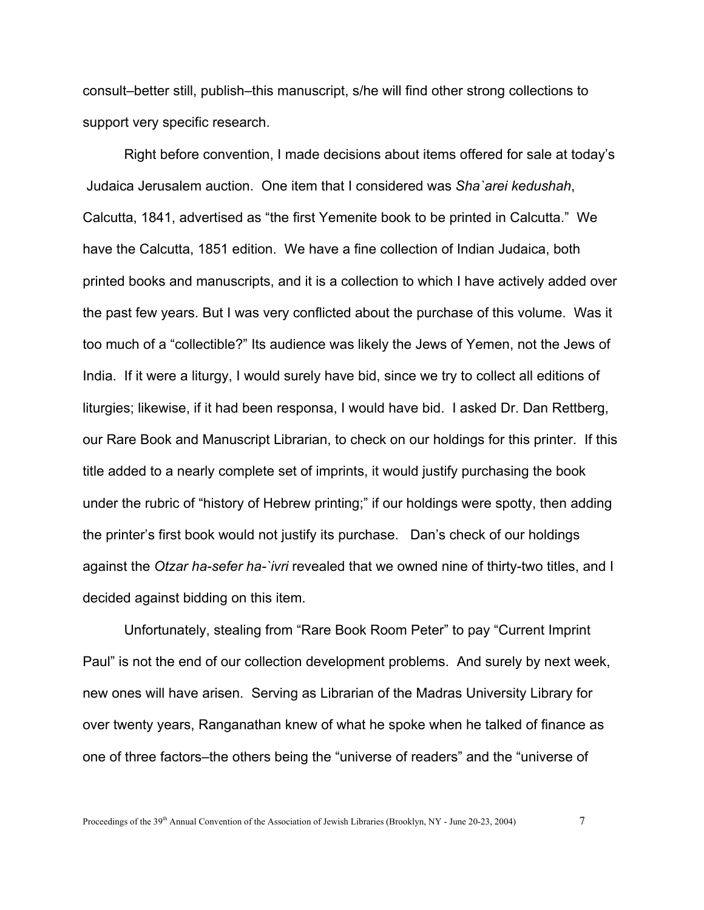consult–better still, publish–this manuscript, s/he will find other strong collections to support very specific research.

Right before convention, I made decisions about items offered for sale at today's Judaica Jerusalem auction. One item that I considered was *Sha`arei kedushah*, Calcutta, 1841, advertised as "the first Yemenite book to be printed in Calcutta." We have the Calcutta, 1851 edition. We have a fine collection of Indian Judaica, both printed books and manuscripts, and it is a collection to which I have actively added over the past few years. But I was very conflicted about the purchase of this volume. Was it too much of a "collectible?" Its audience was likely the Jews of Yemen, not the Jews of India. If it were a liturgy, I would surely have bid, since we try to collect all editions of liturgies; likewise, if it had been responsa, I would have bid. I asked Dr. Dan Rettberg, our Rare Book and Manuscript Librarian, to check on our holdings for this printer. If this title added to a nearly complete set of imprints, it would justify purchasing the book under the rubric of "history of Hebrew printing;" if our holdings were spotty, then adding the printer's first book would not justify its purchase. Dan's check of our holdings against the *Otzar ha-sefer ha-`ivri* revealed that we owned nine of thirty-two titles, and I decided against bidding on this item.

Unfortunately, stealing from "Rare Book Room Peter" to pay "Current Imprint Paul" is not the end of our collection development problems. And surely by next week, new ones will have arisen. Serving as Librarian of the Madras University Library for over twenty years, Ranganathan knew of what he spoke when he talked of finance as one of three factors–the others being the "universe of readers" and the "universe of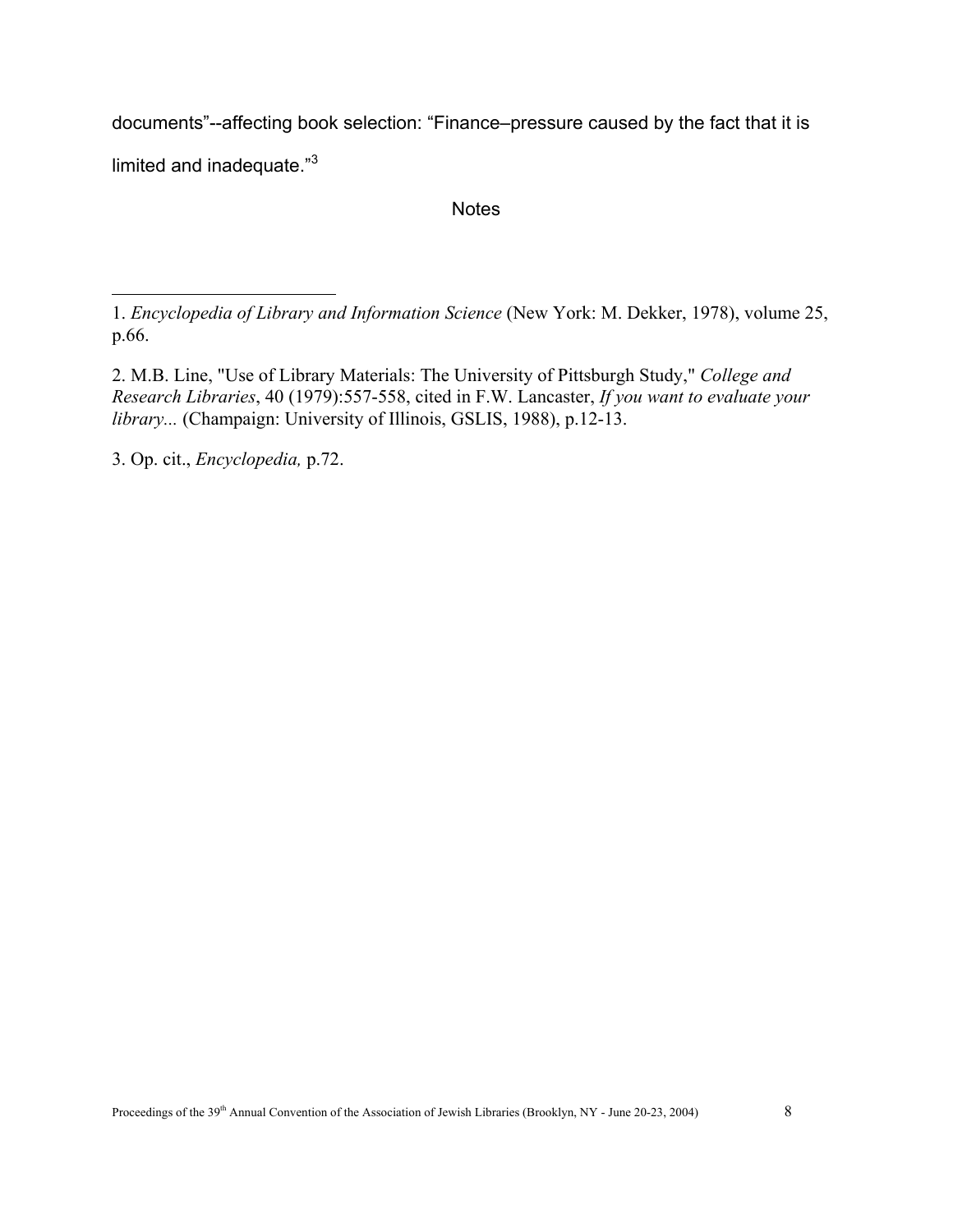documents"--affecting book selection: "Finance–pressure caused by the fact that it is limited and inadequate."[3]

Notes

1. *Encyclopedia of Library and Information Science* (New York: M. Dekker, 1978), volume 25, p.66.

2. M.B. Line, "Use of Library Materials: The University of Pittsburgh Study," *College and Research Libraries*, 40 (1979):557-558, cited in F.W. Lancaster, *If you want to evaluate your library...* (Champaign: University of Illinois, GSLIS, 1988), p.12-13.

3. Op. cit., *Encyclopedia,* p.72.